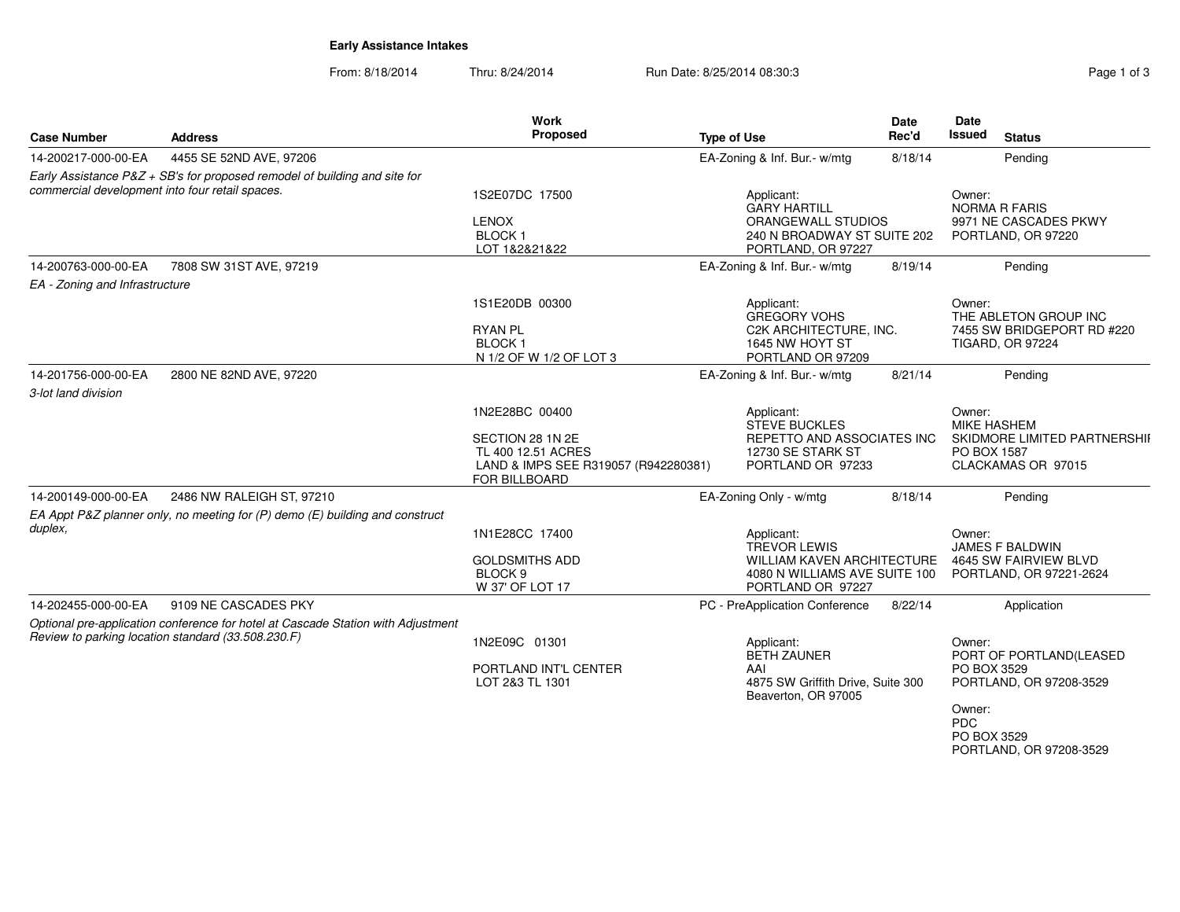# Early Assistance Intakes

From: 8/18/2014 Thru: 8/24/2014 Run Date: 8/25/2014 08:30:3

| Case Number | Address | Work Proposed | Type of Use | Date Rec'd | Date Issued | Status |
|---|---|---|---|---|---|---|
| 14-200217-000-00-EA | 4455 SE 52ND AVE, 97206 | | EA-Zoning & Inf. Bur.- w/mtg | 8/18/14 | | Pending |
| *Early Assistance P&Z + SB's for proposed remodel of building and site for commercial development into four retail spaces.* | | 1S2E07DC 17500<br>LENOX<br>BLOCK 1<br>LOT 1&2&21&22 | Applicant:<br>GARY HARTILL<br>ORANGEWALL STUDIOS<br>240 N BROADWAY ST SUITE 202<br>PORTLAND, OR 97227 | | Owner:<br>NORMA R FARIS<br>9971 NE CASCADES PKWY<br>PORTLAND, OR 97220 | |
| 14-200763-000-00-EA | 7808 SW 31ST AVE, 97219 | | EA-Zoning & Inf. Bur.- w/mtg | 8/19/14 | | Pending |
| *EA - Zoning and Infrastructure* | | 1S1E20DB 00300<br>RYAN PL<br>BLOCK 1<br>N 1/2 OF W 1/2 OF LOT 3 | Applicant:<br>GREGORY VOHS<br>C2K ARCHITECTURE, INC.<br>1645 NW HOYT ST<br>PORTLAND OR 97209 | | Owner:<br>THE ABLETON GROUP INC<br>7455 SW BRIDGEPORT RD #220<br>TIGARD, OR 97224 | |
| 14-201756-000-00-EA | 2800 NE 82ND AVE, 97220 | | EA-Zoning & Inf. Bur.- w/mtg | 8/21/14 | | Pending |
| *3-lot land division* | | 1N2E28BC 00400<br>SECTION 28 1N 2E<br>TL 400 12.51 ACRES<br>LAND & IMPS SEE R319057 (R942280381) FOR BILLBOARD | Applicant:<br>STEVE BUCKLES<br>REPETTO AND ASSOCIATES INC<br>12730 SE STARK ST<br>PORTLAND OR 97233 | | Owner:<br>MIKE HASHEM<br>SKIDMORE LIMITED PARTNERSHIP<br>PO BOX 1587<br>CLACKAMAS OR 97015 | |
| 14-200149-000-00-EA | 2486 NW RALEIGH ST, 97210 | | EA-Zoning Only - w/mtg | 8/18/14 | | Pending |
| *EA Appt P&Z planner only, no meeting for (P) demo (E) building and construct duplex,* | | 1N1E28CC 17400<br>GOLDSMITHS ADD<br>BLOCK 9<br>W 37' OF LOT 17 | Applicant:<br>TREVOR LEWIS<br>WILLIAM KAVEN ARCHITECTURE<br>4080 N WILLIAMS AVE SUITE 100<br>PORTLAND OR 97227 | | Owner:<br>JAMES F BALDWIN<br>4645 SW FAIRVIEW BLVD<br>PORTLAND, OR 97221-2624 | |
| 14-202455-000-00-EA | 9109 NE CASCADES PKY | | PC - PreApplication Conference | 8/22/14 | | Application |
| *Optional pre-application conference for hotel at Cascade Station with Adjustment Review to parking location standard (33.508.230.F)* | | 1N2E09C 01301<br>PORTLAND INT'L CENTER<br>LOT 2&3 TL 1301 | Applicant:<br>BETH ZAUNER<br>AAI<br>4875 SW Griffith Drive, Suite 300<br>Beaverton, OR 97005 | | Owner:<br>PORT OF PORTLAND(LEASED<br>PO BOX 3529<br>PORTLAND, OR 97208-3529<br>Owner:<br>PDC<br>PO BOX 3529<br>PORTLAND, OR 97208-3529 | |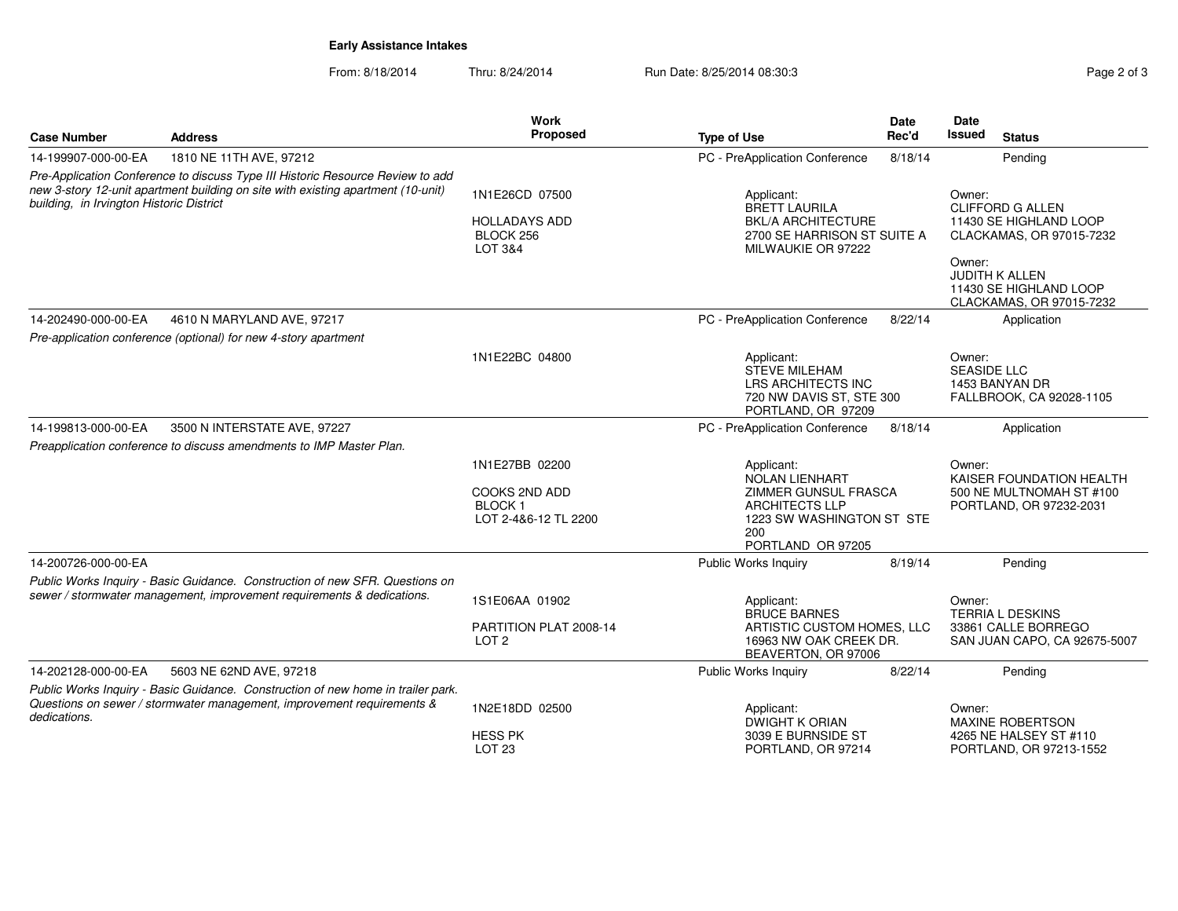**Early Assistance Intakes**

From: 8/18/2014 Thru: 8/24/2014 Run Date: 8/25/2014 08:30:3

| Case Number | Address | Work Proposed | Type of Use | Date Rec'd | Date Issued | Status |
|---|---|---|---|---|---|---|
| 14-199907-000-00-EA | 1810 NE 11TH AVE, 97212 | | PC - PreApplication Conference | 8/18/14 | | Pending |
| *Pre-Application Conference to discuss Type III Historic Resource Review to add new 3-story 12-unit apartment building on site with existing apartment (10-unit) building, in Irvington Historic District* | | 1N1E26CD 07500<br><br>HOLLADAYS ADD<br>BLOCK 256<br>LOT 3&4 | Applicant:<br>BRETT LAURILA<br>BKL/A ARCHITECTURE<br>2700 SE HARRISON ST SUITE A<br>MILWAUKIE OR 97222 | | Owner:<br>CLIFFORD G ALLEN<br>11430 SE HIGHLAND LOOP<br>CLACKAMAS, OR 97015-7232<br><br>Owner:<br>JUDITH K ALLEN<br>11430 SE HIGHLAND LOOP<br>CLACKAMAS, OR 97015-7232 | |
| 14-202490-000-00-EA | 4610 N MARYLAND AVE, 97217 | | PC - PreApplication Conference | 8/22/14 | | Application |
| *Pre-application conference (optional) for new 4-story apartment* | | 1N1E22BC 04800 | Applicant:<br>STEVE MILEHAM<br>LRS ARCHITECTS INC<br>720 NW DAVIS ST, STE 300<br>PORTLAND, OR 97209 | | Owner:<br>SEASIDE LLC<br>1453 BANYAN DR<br>FALLBROOK, CA 92028-1105 | |
| 14-199813-000-00-EA | 3500 N INTERSTATE AVE, 97227 | | PC - PreApplication Conference | 8/18/14 | | Application |
| *Preapplication conference to discuss amendments to IMP Master Plan.* | | 1N1E27BB 02200<br><br>COOKS 2ND ADD<br>BLOCK 1<br>LOT 2-4&6-12 TL 2200 | Applicant:<br>NOLAN LIENHART<br>ZIMMER GUNSUL FRASCA ARCHITECTS LLP<br>1223 SW WASHINGTON ST STE 200<br>PORTLAND OR 97205 | | Owner:<br>KAISER FOUNDATION HEALTH<br>500 NE MULTNOMAH ST #100<br>PORTLAND, OR 97232-2031 | |
| 14-200726-000-00-EA | | | Public Works Inquiry | 8/19/14 | | Pending |
| *Public Works Inquiry - Basic Guidance. Construction of new SFR. Questions on sewer / stormwater management, improvement requirements & dedications.* | | 1S1E06AA 01902<br><br>PARTITION PLAT 2008-14<br>LOT 2 | Applicant:<br>BRUCE BARNES<br>ARTISTIC CUSTOM HOMES, LLC<br>16963 NW OAK CREEK DR.<br>BEAVERTON, OR 97006 | | Owner:<br>TERRIA L DESKINS<br>33861 CALLE BORREGO<br>SAN JUAN CAPO, CA 92675-5007 | |
| 14-202128-000-00-EA | 5603 NE 62ND AVE, 97218 | | Public Works Inquiry | 8/22/14 | | Pending |
| *Public Works Inquiry - Basic Guidance. Construction of new home in trailer park. Questions on sewer / stormwater management, improvement requirements & dedications.* | | 1N2E18DD 02500<br><br>HESS PK<br>LOT 23 | Applicant:<br>DWIGHT K ORIAN<br>3039 E BURNSIDE ST<br>PORTLAND, OR 97214 | | Owner:<br>MAXINE ROBERTSON<br>4265 NE HALSEY ST #110<br>PORTLAND, OR 97213-1552 | |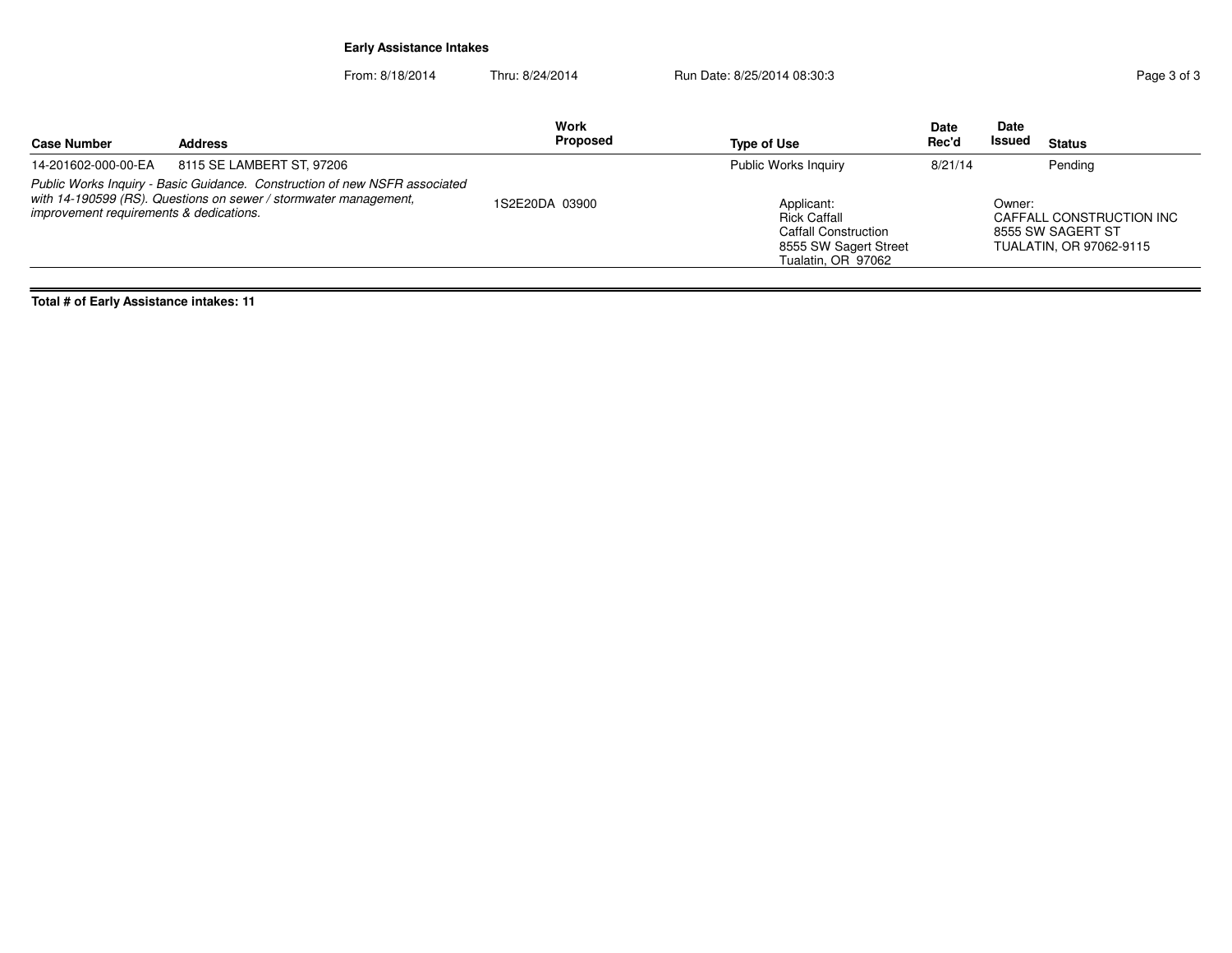**Early Assistance Intakes**

From: 8/18/2014 Thru: 8/24/2014 Run Date: 8/25/2014 08:30:3

| Case Number | Address | Work Proposed | Type of Use | Date Rec'd | Date Issued | Status |
|---|---|---|---|---|---|---|
| 14-201602-000-00-EA | 8115 SE LAMBERT ST, 97206 | | Public Works Inquiry | 8/21/14 | | Pending |
| *Public Works Inquiry - Basic Guidance. Construction of new NSFR associated with 14-190599 (RS). Questions on sewer / stormwater management, improvement requirements & dedications.* | | 1S2E20DA 03900 | Applicant: Rick Caffall Caffall Construction 8555 SW Sagert Street Tualatin, OR 97062 | | Owner: CAFFALL CONSTRUCTION INC 8555 SW SAGERT ST TUALATIN, OR 97062-9115 | |

**Total # of Early Assistance intakes: 11**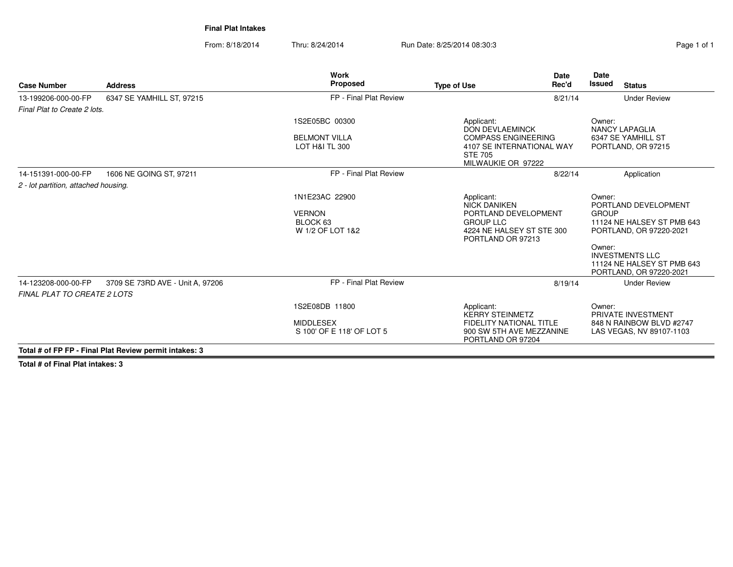# Final Plat Intakes

From: 8/18/2014 Thru: 8/24/2014 Run Date: 8/25/2014 08:30:3

| Case Number | Address | Work Proposed | Type of Use | Date Rec'd | Date Issued | Status |
|---|---|---|---|---|---|---|
| 13-199206-000-00-FP | 6347 SE YAMHILL ST, 97215 | FP - Final Plat Review | | 8/21/14 | | Under Review |
| *Final Plat to Create 2 lots.* | | 1S2E05BC 00300<br><br>BELMONT VILLA<br>LOT H&I TL 300 | Applicant:<br>DON DEVLAEMINCK<br>COMPASS ENGINEERING<br>4107 SE INTERNATIONAL WAY<br>STE 705<br>MILWAUKIE OR 97222 | | Owner:<br>NANCY LAPAGLIA<br>6347 SE YAMHILL ST<br>PORTLAND, OR 97215 | |
| 14-151391-000-00-FP | 1606 NE GOING ST, 97211 | FP - Final Plat Review | | 8/22/14 | | Application |
| *2 - lot partition, attached housing.* | | 1N1E23AC 22900<br><br>VERNON<br>BLOCK 63<br>W 1/2 OF LOT 1&2 | Applicant:<br>NICK DANIKEN<br>PORTLAND DEVELOPMENT<br>GROUP LLC<br>4224 NE HALSEY ST STE 300<br>PORTLAND OR 97213 | | Owner:<br>PORTLAND DEVELOPMENT<br>GROUP<br>11124 NE HALSEY ST PMB 643<br>PORTLAND, OR 97220-2021<br><br>Owner:<br>INVESTMENTS LLC<br>11124 NE HALSEY ST PMB 643<br>PORTLAND, OR 97220-2021 | |
| 14-123208-000-00-FP | 3709 SE 73RD AVE - Unit A, 97206 | FP - Final Plat Review | | 8/19/14 | | Under Review |
| *FINAL PLAT TO CREATE 2 LOTS* | | 1S2E08DB 11800<br><br>MIDDLESEX<br>S 100' OF E 118' OF LOT 5 | Applicant:<br>KERRY STEINMETZ<br>FIDELITY NATIONAL TITLE<br>900 SW 5TH AVE MEZZANINE<br>PORTLAND OR 97204 | | Owner:<br>PRIVATE INVESTMENT<br>848 N RAINBOW BLVD #2747<br>LAS VEGAS, NV 89107-1103 | |

**Total # of FP FP - Final Plat Review permit intakes: 3**

**Total # of Final Plat intakes: 3**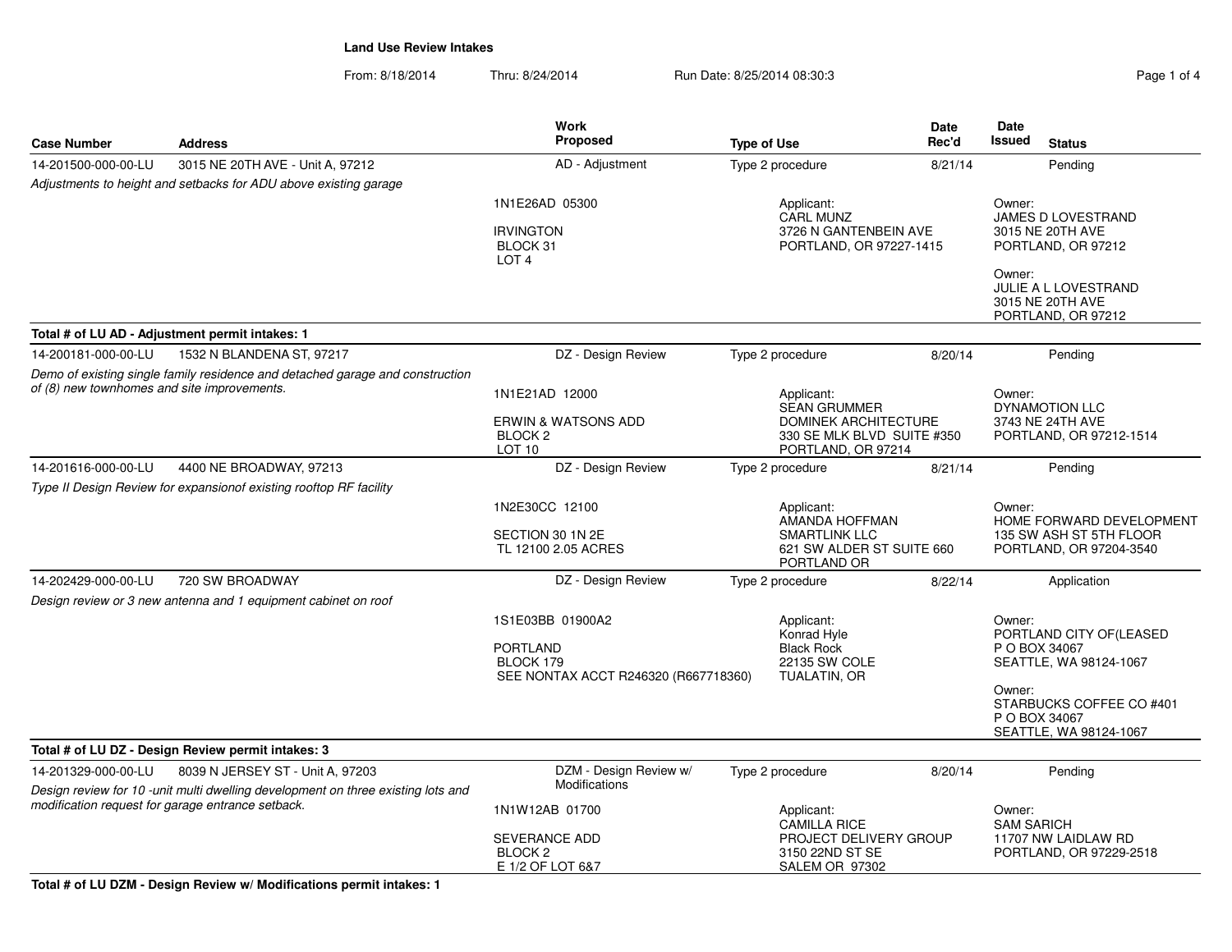# Land Use Review Intakes

From: 8/18/2014 Thru: 8/24/2014 Run Date: 8/25/2014 08:30:3

| Case Number | Address | Work Proposed | Type of Use | Date Rec'd | Date Issued | Status |
|---|---|---|---|---|---|---|
| 14-201500-000-00-LU | 3015 NE 20TH AVE - Unit A, 97212 | AD - Adjustment | Type 2 procedure | 8/21/14 | | Pending |

*Adjustments to height and setbacks for ADU above existing garage*

1N1E26AD 05300

IRVINGTON
BLOCK 31
LOT 4

Applicant:
CARL MUNZ
3726 N GANTENBEIN AVE
PORTLAND, OR 97227-1415

Owner:
JAMES D LOVESTRAND
3015 NE 20TH AVE
PORTLAND, OR 97212

Owner:
JULIE A L LOVESTRAND
3015 NE 20TH AVE
PORTLAND, OR 97212

**Total # of LU AD - Adjustment permit intakes: 1**

| Case Number | Address | Work Proposed | Type of Use | Date Rec'd | Date Issued | Status |
|---|---|---|---|---|---|---|
| 14-200181-000-00-LU | 1532 N BLANDENA ST, 97217 | DZ - Design Review | Type 2 procedure | 8/20/14 | | Pending |

*Demo of existing single family residence and detached garage and construction of (8) new townhomes and site improvements.*

1N1E21AD 12000

ERWIN & WATSONS ADD
BLOCK 2
LOT 10

Applicant:
SEAN GRUMMER
DOMINEK ARCHITECTURE
330 SE MLK BLVD SUITE #350
PORTLAND, OR 97214

Owner:
DYNAMOTION LLC
3743 NE 24TH AVE
PORTLAND, OR 97212-1514

| Case Number | Address | Work Proposed | Type of Use | Date Rec'd | Date Issued | Status |
|---|---|---|---|---|---|---|
| 14-201616-000-00-LU | 4400 NE BROADWAY, 97213 | DZ - Design Review | Type 2 procedure | 8/21/14 | | Pending |

*Type II Design Review for expansionof existing rooftop RF facility*

1N2E30CC 12100

SECTION 30 1N 2E
TL 12100 2.05 ACRES

Applicant:
AMANDA HOFFMAN
SMARTLINK LLC
621 SW ALDER ST SUITE 660
PORTLAND OR

Owner:
HOME FORWARD DEVELOPMENT
135 SW ASH ST 5TH FLOOR
PORTLAND, OR 97204-3540

| Case Number | Address | Work Proposed | Type of Use | Date Rec'd | Date Issued | Status |
|---|---|---|---|---|---|---|
| 14-202429-000-00-LU | 720 SW BROADWAY | DZ - Design Review | Type 2 procedure | 8/22/14 | | Application |

*Design review or 3 new antenna and 1 equipment cabinet on roof*

1S1E03BB 01900A2

PORTLAND
BLOCK 179
SEE NONTAX ACCT R246320 (R667718360)

Applicant:
Konrad Hyle
Black Rock
22135 SW COLE
TUALATIN, OR

Owner:
PORTLAND CITY OF(LEASED
P O BOX 34067
SEATTLE, WA 98124-1067

Owner:
STARBUCKS COFFEE CO #401
P O BOX 34067
SEATTLE, WA 98124-1067

**Total # of LU DZ - Design Review permit intakes: 3**

| Case Number | Address | Work Proposed | Type of Use | Date Rec'd | Date Issued | Status |
|---|---|---|---|---|---|---|
| 14-201329-000-00-LU | 8039 N JERSEY ST - Unit A, 97203 | DZM - Design Review w/ Modifications | Type 2 procedure | 8/20/14 | | Pending |

*Design review for 10 -unit multi dwelling development on three existing lots and modification request for garage entrance setback.*

1N1W12AB 01700

SEVERANCE ADD
BLOCK 2
E 1/2 OF LOT 6&7

Applicant:
CAMILLA RICE
PROJECT DELIVERY GROUP
3150 22ND ST SE
SALEM OR 97302

Owner:
SAM SARICH
11707 NW LAIDLAW RD
PORTLAND, OR 97229-2518

**Total # of LU DZM - Design Review w/ Modifications permit intakes: 1**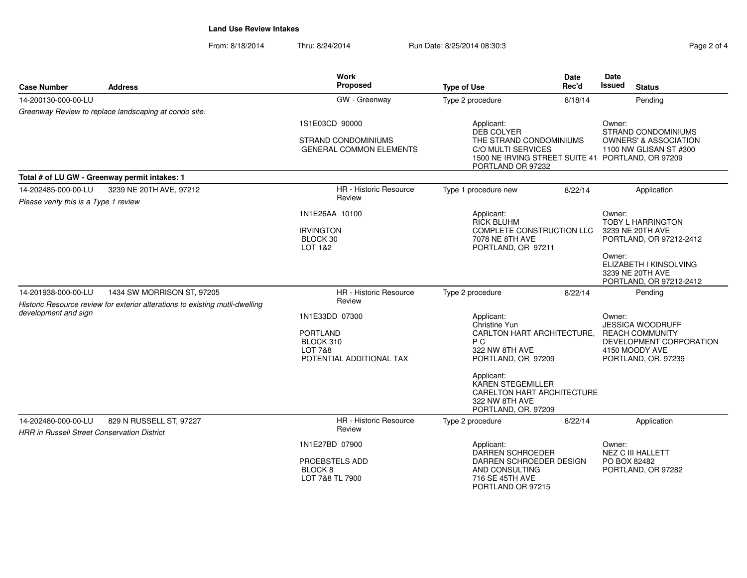## Land Use Review Intakes

From: 8/18/2014 Thru: 8/24/2014 Run Date: 8/25/2014 08:30:3

| Case Number | Address | Work Proposed | Type of Use | Date Rec'd | Date Issued | Status |
|---|---|---|---|---|---|---|
| 14-200130-000-00-LU | | GW - Greenway | Type 2 procedure | 8/18/14 | | Pending |
| *Greenway Review to replace landscaping at condo site.* | | 1S1E03CD 90000<br><br>STRAND CONDOMINIUMS<br>GENERAL COMMON ELEMENTS | Applicant:<br>DEB COLYER<br>THE STRAND CONDOMINIUMS<br>C/O MULTI SERVICES<br>1500 NE IRVING STREET SUITE 41·<br>PORTLAND OR 97232 | | Owner:<br>STRAND CONDOMINIUMS OWNERS' & ASSOCIATION<br>1100 NW GLISAN ST #300<br>PORTLAND, OR 97209 | |
| **Total # of LU GW - Greenway permit intakes: 1** | | | | | | |
| 14-202485-000-00-LU | 3239 NE 20TH AVE, 97212 | HR - Historic Resource Review | Type 1 procedure new | 8/22/14 | | Application |
| *Please verify this is a Type 1 review* | | 1N1E26AA 10100<br><br>IRVINGTON<br>BLOCK 30<br>LOT 1&2 | Applicant:<br>RICK BLUHM<br>COMPLETE CONSTRUCTION LLC<br>7078 NE 8TH AVE<br>PORTLAND, OR 97211 | | Owner:<br>TOBY L HARRINGTON<br>3239 NE 20TH AVE<br>PORTLAND, OR 97212-2412<br><br>Owner:<br>ELIZABETH I KINSOLVING<br>3239 NE 20TH AVE<br>PORTLAND, OR 97212-2412 | |
| 14-201938-000-00-LU | 1434 SW MORRISON ST, 97205 | HR - Historic Resource Review | Type 2 procedure | 8/22/14 | | Pending |
| *Historic Resource review for exterior alterations to existing mutli-dwelling development and sign* | | 1N1E33DD 07300<br><br>PORTLAND<br>BLOCK 310<br>LOT 7&8<br>POTENTIAL ADDITIONAL TAX | Applicant:<br>Christine Yun<br>CARLTON HART ARCHITECTURE, P C<br>322 NW 8TH AVE<br>PORTLAND, OR 97209<br><br>Applicant:<br>KAREN STEGEMILLER<br>CARELTON HART ARCHITECTURE<br>322 NW 8TH AVE<br>PORTLAND, OR. 97209 | | Owner:<br>JESSICA WOODRUFF<br>REACH COMMUNITY DEVELOPMENT CORPORATION<br>4150 MOODY AVE<br>PORTLAND, OR. 97239 | |
| 14-202480-000-00-LU | 829 N RUSSELL ST, 97227 | HR - Historic Resource Review | Type 2 procedure | 8/22/14 | | Application |
| *HRR in Russell Street Conservation District* | | 1N1E27BD 07900<br><br>PROEBSTELS ADD<br>BLOCK 8<br>LOT 7&8 TL 7900 | Applicant:<br>DARREN SCHROEDER<br>DARREN SCHROEDER DESIGN AND CONSULTING<br>716 SE 45TH AVE<br>PORTLAND OR 97215 | | Owner:<br>NEZ C III HALLETT<br>PO BOX 82482<br>PORTLAND, OR 97282 | |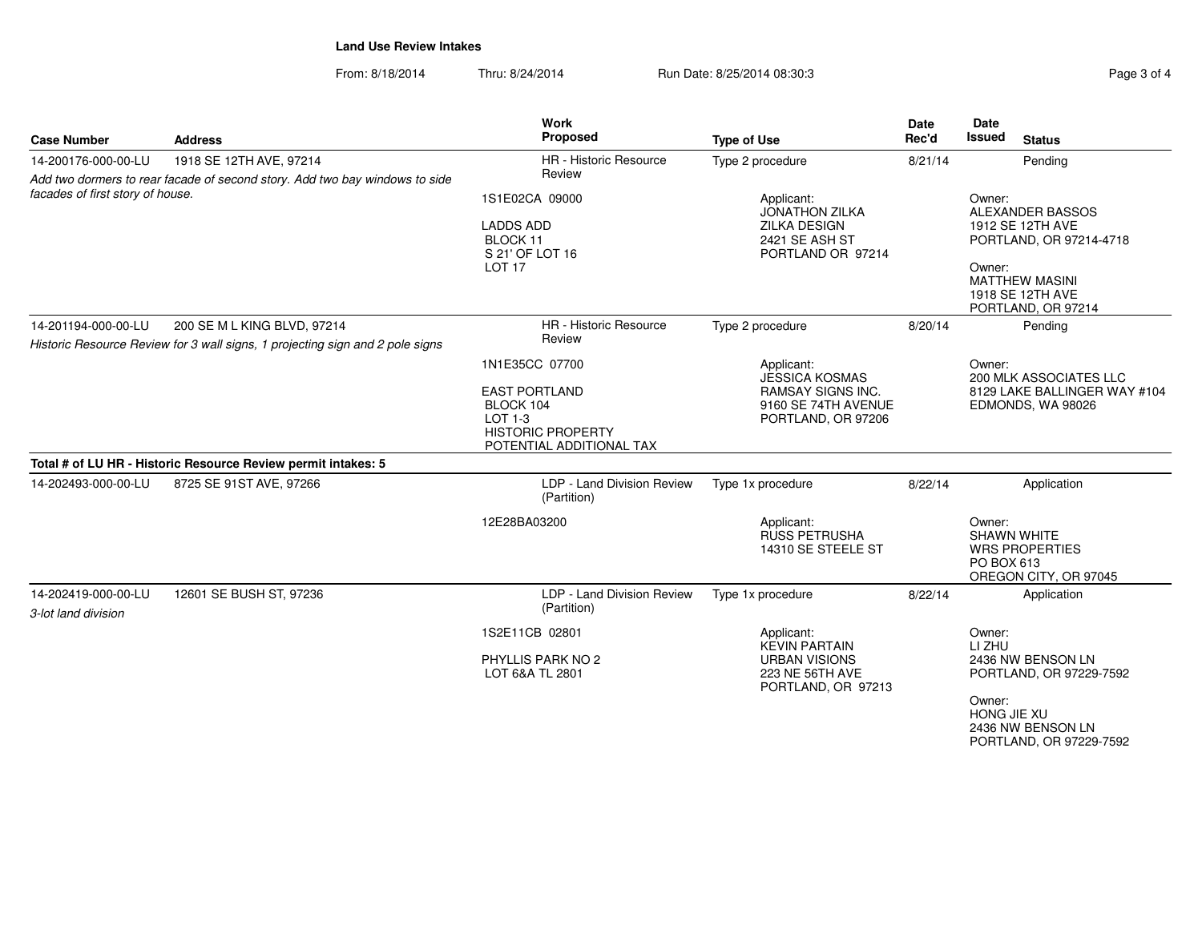## Land Use Review Intakes

From: 8/18/2014 Thru: 8/24/2014 Run Date: 8/25/2014 08:30:3

| Case Number | Address | Work Proposed | Type of Use | Date Rec'd | Date Issued | Status |
|---|---|---|---|---|---|---|
| 14-200176-000-00-LU | 1918 SE 12TH AVE, 97214 | HR - Historic Resource Review | Type 2 procedure | 8/21/14 | | Pending |
| *Add two dormers to rear facade of second story. Add two bay windows to side facades of first story of house.* | | 1S1E02CA 09000<br><br>LADDS ADD<br>BLOCK 11<br>S 21' OF LOT 16<br>LOT 17 | Applicant:<br>JONATHON ZILKA<br>ZILKA DESIGN<br>2421 SE ASH ST<br>PORTLAND OR 97214 | | Owner:<br>ALEXANDER BASSOS<br>1912 SE 12TH AVE<br>PORTLAND, OR 97214-4718<br><br>Owner:<br>MATTHEW MASINI<br>1918 SE 12TH AVE<br>PORTLAND, OR 97214 | |
| 14-201194-000-00-LU | 200 SE M L KING BLVD, 97214 | HR - Historic Resource Review | Type 2 procedure | 8/20/14 | | Pending |
| *Historic Resource Review for 3 wall signs, 1 projecting sign and 2 pole signs* | | 1N1E35CC 07700<br><br>EAST PORTLAND<br>BLOCK 104<br>LOT 1-3<br>HISTORIC PROPERTY<br>POTENTIAL ADDITIONAL TAX | Applicant:<br>JESSICA KOSMAS<br>RAMSAY SIGNS INC.<br>9160 SE 74TH AVENUE<br>PORTLAND, OR 97206 | | Owner:<br>200 MLK ASSOCIATES LLC<br>8129 LAKE BALLINGER WAY #104<br>EDMONDS, WA 98026 | |
| **Total # of LU HR - Historic Resource Review permit intakes: 5** | | | | | | |
| 14-202493-000-00-LU | 8725 SE 91ST AVE, 97266 | LDP - Land Division Review (Partition) | Type 1x procedure | 8/22/14 | | Application |
| | | 12E28BA03200 | Applicant:<br>RUSS PETRUSHA<br>14310 SE STEELE ST | | Owner:<br>SHAWN WHITE<br>WRS PROPERTIES<br>PO BOX 613<br>OREGON CITY, OR 97045 | |
| 14-202419-000-00-LU | 12601 SE BUSH ST, 97236 | LDP - Land Division Review (Partition) | Type 1x procedure | 8/22/14 | | Application |
| *3-lot land division* | | 1S2E11CB 02801<br><br>PHYLLIS PARK NO 2<br>LOT 6&A TL 2801 | Applicant:<br>KEVIN PARTAIN<br>URBAN VISIONS<br>223 NE 56TH AVE<br>PORTLAND, OR 97213 | | Owner:<br>LI ZHU<br>2436 NW BENSON LN<br>PORTLAND, OR 97229-7592<br><br>Owner:<br>HONG JIE XU<br>2436 NW BENSON LN<br>PORTLAND, OR 97229-7592 | |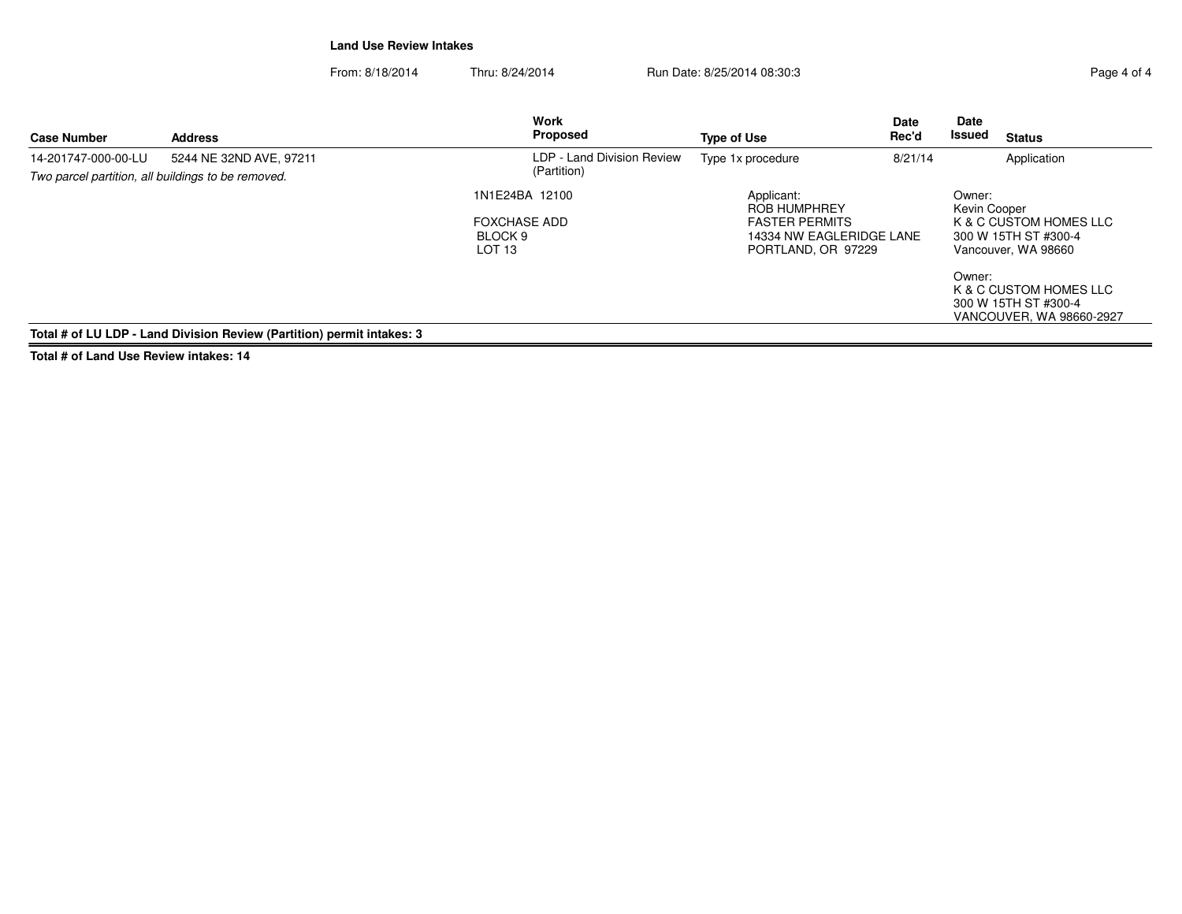**Land Use Review Intakes**

From: 8/18/2014 Thru: 8/24/2014 Run Date: 8/25/2014 08:30:3

| Case Number | Address | Work Proposed | Type of Use | Date Rec'd | Date Issued | Status |
|---|---|---|---|---|---|---|
| 14-201747-000-00-LU | 5244 NE 32ND AVE, 97211 | LDP - Land Division Review (Partition) | Type 1x procedure | 8/21/14 | | Application |

*Two parcel partition, all buildings to be removed.*

1N1E24BA 12100

FOXCHASE ADD
BLOCK 9
LOT 13

Applicant:
ROB HUMPHREY
FASTER PERMITS
14334 NW EAGLERIDGE LANE
PORTLAND, OR 97229

Owner:
Kevin Cooper
K & C CUSTOM HOMES LLC
300 W 15TH ST #300-4
Vancouver, WA 98660

Owner:
K & C CUSTOM HOMES LLC
300 W 15TH ST #300-4
VANCOUVER, WA 98660-2927

**Total # of LU LDP - Land Division Review (Partition) permit intakes: 3**

**Total # of Land Use Review intakes: 14**